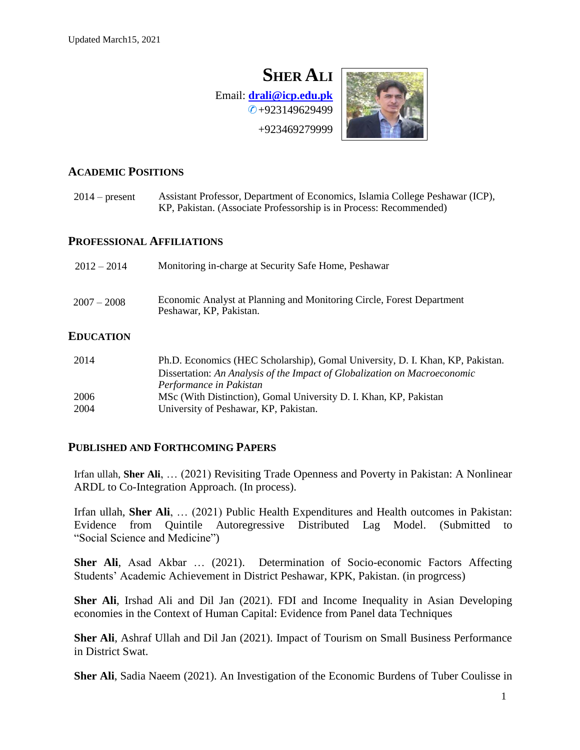Updated March15, 2021

# SHER ALI

Email: **drali@icp.edu.pk**
✆+923149629499
+923469279999

## ACADEMIC POSITIONS

| | |
|---|---|
| 2014 – present | Assistant Professor, Department of Economics, Islamia College Peshawar (ICP), KP, Pakistan. (Associate Professorship is in Process: Recommended) |

## PROFESSIONAL AFFILIATIONS

| | |
|---|---|
| 2012 – 2014 | Monitoring in-charge at Security Safe Home, Peshawar |
| 2007 – 2008 | Economic Analyst at Planning and Monitoring Circle, Forest Department Peshawar, KP, Pakistan. |

## EDUCATION

| | |
|---|---|
| 2014 | Ph.D. Economics (HEC Scholarship), Gomal University, D. I. Khan, KP, Pakistan. Dissertation: *An Analysis of the Impact of Globalization on Macroeconomic Performance in Pakistan* |
| 2006 | MSc (With Distinction), Gomal University D. I. Khan, KP, Pakistan |
| 2004 | University of Peshawar, KP, Pakistan. |

## PUBLISHED AND FORTHCOMING PAPERS

Irfan ullah, **Sher Ali**, … (2021) Revisiting Trade Openness and Poverty in Pakistan: A Nonlinear ARDL to Co-Integration Approach. (In process).

Irfan ullah, **Sher Ali**, … (2021) Public Health Expenditures and Health outcomes in Pakistan: Evidence from Quintile Autoregressive Distributed Lag Model. (Submitted to "Social Science and Medicine")

**Sher Ali**, Asad Akbar … (2021). Determination of Socio-economic Factors Affecting Students' Academic Achievement in District Peshawar, KPK, Pakistan. (in progrcess)

**Sher Ali**, Irshad Ali and Dil Jan (2021). FDI and Income Inequality in Asian Developing economies in the Context of Human Capital: Evidence from Panel data Techniques

**Sher Ali**, Ashraf Ullah and Dil Jan (2021). Impact of Tourism on Small Business Performance in District Swat.

**Sher Ali**, Sadia Naeem (2021). An Investigation of the Economic Burdens of Tuber Coulisse in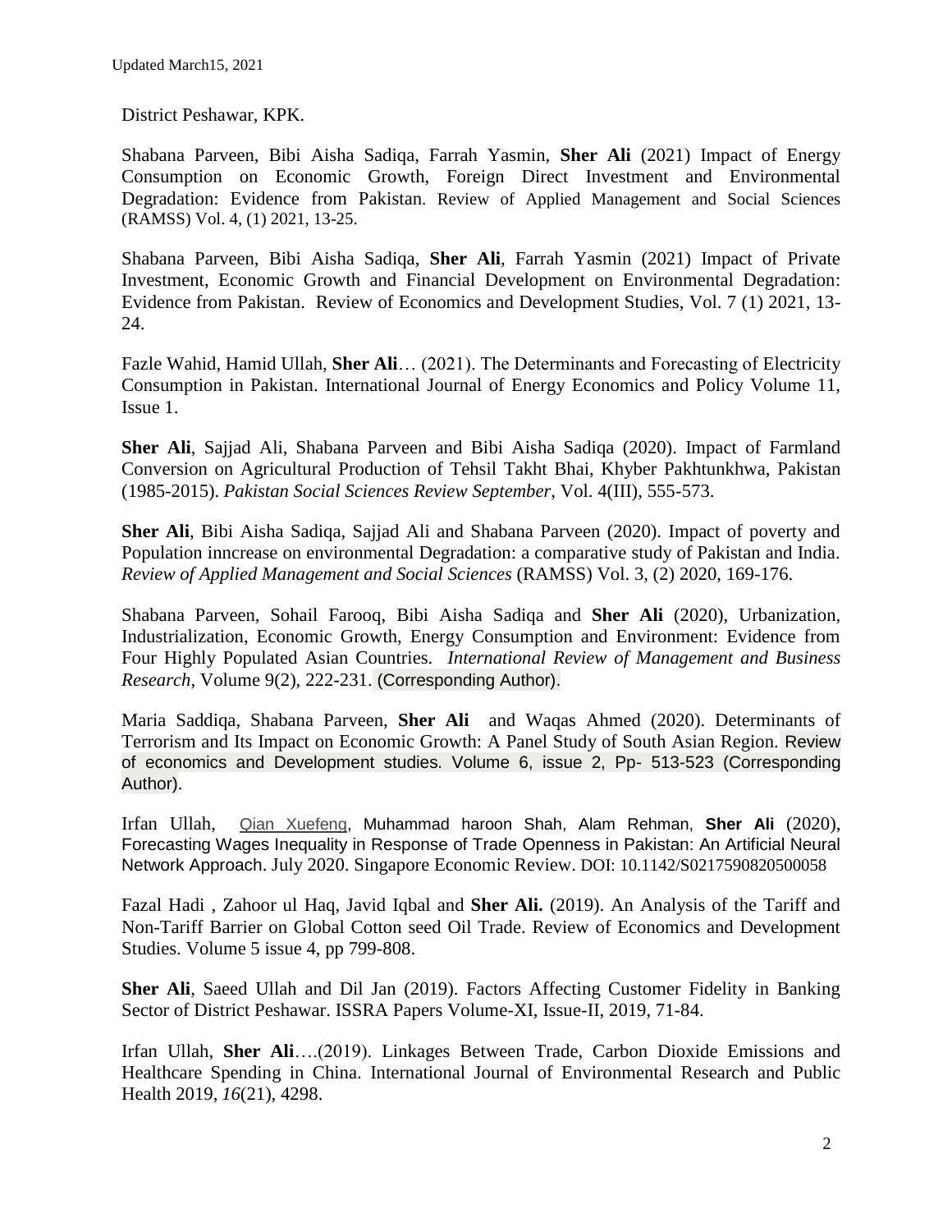District Peshawar, KPK.

Shabana Parveen, Bibi Aisha Sadiqa, Farrah Yasmin, **Sher Ali** (2021) Impact of Energy Consumption on Economic Growth, Foreign Direct Investment and Environmental Degradation: Evidence from Pakistan. Review of Applied Management and Social Sciences (RAMSS) Vol. 4, (1) 2021, 13-25.

Shabana Parveen, Bibi Aisha Sadiqa, **Sher Ali**, Farrah Yasmin (2021) Impact of Private Investment, Economic Growth and Financial Development on Environmental Degradation: Evidence from Pakistan. Review of Economics and Development Studies, Vol. 7 (1) 2021, 13-24.

Fazle Wahid, Hamid Ullah, **Sher Ali**… (2021). The Determinants and Forecasting of Electricity Consumption in Pakistan. International Journal of Energy Economics and Policy Volume 11, Issue 1.

**Sher Ali**, Sajjad Ali, Shabana Parveen and Bibi Aisha Sadiqa (2020). Impact of Farmland Conversion on Agricultural Production of Tehsil Takht Bhai, Khyber Pakhtunkhwa, Pakistan (1985-2015). *Pakistan Social Sciences Review September*, Vol. 4(III), 555-573.

**Sher Ali**, Bibi Aisha Sadiqa, Sajjad Ali and Shabana Parveen (2020). Impact of poverty and Population inncrease on environmental Degradation: a comparative study of Pakistan and India. *Review of Applied Management and Social Sciences* (RAMSS) Vol. 3, (2) 2020, 169-176.

Shabana Parveen, Sohail Farooq, Bibi Aisha Sadiqa and **Sher Ali** (2020), Urbanization, Industrialization, Economic Growth, Energy Consumption and Environment: Evidence from Four Highly Populated Asian Countries. *International Review of Management and Business Research*, Volume 9(2), 222-231. (Corresponding Author).

Maria Saddiqa, Shabana Parveen, **Sher Ali** and Waqas Ahmed (2020). Determinants of Terrorism and Its Impact on Economic Growth: A Panel Study of South Asian Region. Review of economics and Development studies. Volume 6, issue 2, Pp- 513-523 (Corresponding Author).

Irfan Ullah, Qian Xuefeng, Muhammad haroon Shah, Alam Rehman, **Sher Ali** (2020), Forecasting Wages Inequality in Response of Trade Openness in Pakistan: An Artificial Neural Network Approach. July 2020. Singapore Economic Review. DOI: 10.1142/S0217590820500058

Fazal Hadi , Zahoor ul Haq, Javid Iqbal and **Sher Ali.** (2019). An Analysis of the Tariff and Non-Tariff Barrier on Global Cotton seed Oil Trade. Review of Economics and Development Studies. Volume 5 issue 4, pp 799-808.

**Sher Ali**, Saeed Ullah and Dil Jan (2019). Factors Affecting Customer Fidelity in Banking Sector of District Peshawar. ISSRA Papers Volume-XI, Issue-II, 2019, 71-84.

Irfan Ullah, **Sher Ali**….(2019). Linkages Between Trade, Carbon Dioxide Emissions and Healthcare Spending in China. International Journal of Environmental Research and Public Health 2019, *16*(21), 4298.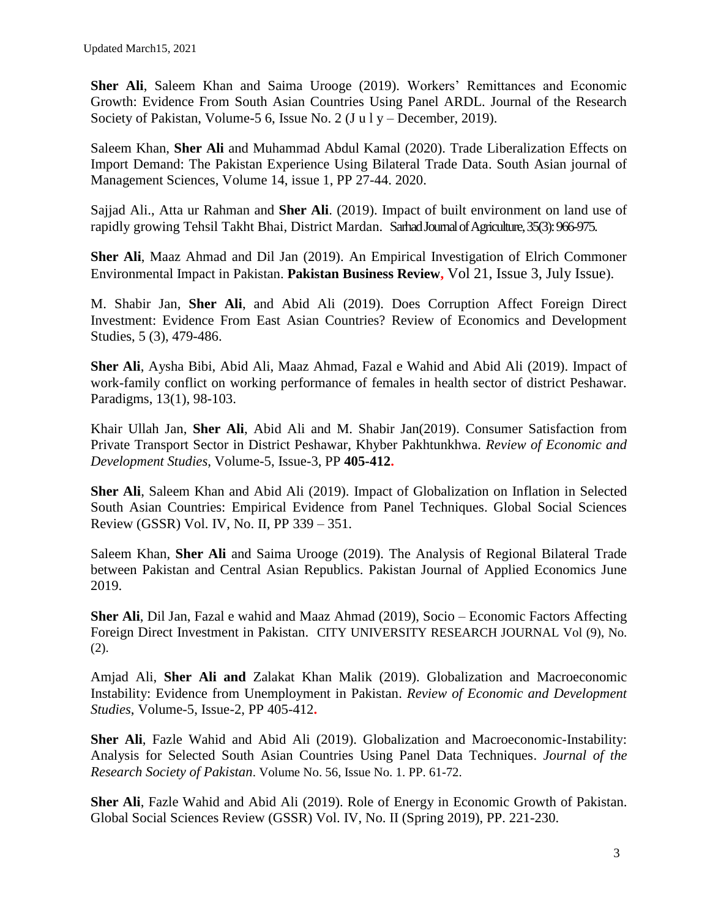Updated March15, 2021

**Sher Ali**, Saleem Khan and Saima Urooge (2019). Workers' Remittances and Economic Growth: Evidence From South Asian Countries Using Panel ARDL. Journal of the Research Society of Pakistan, Volume-5 6, Issue No. 2 (J u l y – December, 2019).

Saleem Khan, **Sher Ali** and Muhammad Abdul Kamal (2020). Trade Liberalization Effects on Import Demand: The Pakistan Experience Using Bilateral Trade Data. South Asian journal of Management Sciences, Volume 14, issue 1, PP 27-44. 2020.

Sajjad Ali., Atta ur Rahman and **Sher Ali**. (2019). Impact of built environment on land use of rapidly growing Tehsil Takht Bhai, District Mardan. Sarhad Journal of Agriculture, 35(3): 966-975.

**Sher Ali**, Maaz Ahmad and Dil Jan (2019). An Empirical Investigation of Elrich Commoner Environmental Impact in Pakistan. **Pakistan Business Review**, Vol 21, Issue 3, July Issue).

M. Shabir Jan, **Sher Ali**, and Abid Ali (2019). Does Corruption Affect Foreign Direct Investment: Evidence From East Asian Countries? Review of Economics and Development Studies, 5 (3), 479-486.

**Sher Ali**, Aysha Bibi, Abid Ali, Maaz Ahmad, Fazal e Wahid and Abid Ali (2019). Impact of work-family conflict on working performance of females in health sector of district Peshawar. Paradigms, 13(1), 98-103.

Khair Ullah Jan, **Sher Ali**, Abid Ali and M. Shabir Jan(2019). Consumer Satisfaction from Private Transport Sector in District Peshawar, Khyber Pakhtunkhwa. *Review of Economic and Development Studies*, Volume-5, Issue-3, PP **405-412.**

**Sher Ali**, Saleem Khan and Abid Ali (2019). Impact of Globalization on Inflation in Selected South Asian Countries: Empirical Evidence from Panel Techniques. Global Social Sciences Review (GSSR) Vol. IV, No. II, PP 339 – 351.

Saleem Khan, **Sher Ali** and Saima Urooge (2019). The Analysis of Regional Bilateral Trade between Pakistan and Central Asian Republics. Pakistan Journal of Applied Economics June 2019.

**Sher Ali**, Dil Jan, Fazal e wahid and Maaz Ahmad (2019), Socio – Economic Factors Affecting Foreign Direct Investment in Pakistan. CITY UNIVERSITY RESEARCH JOURNAL Vol (9), No. (2).

Amjad Ali, **Sher Ali and** Zalakat Khan Malik (2019). Globalization and Macroeconomic Instability: Evidence from Unemployment in Pakistan. *Review of Economic and Development Studies*, Volume-5, Issue-2, PP 405-412**.**

**Sher Ali**, Fazle Wahid and Abid Ali (2019). Globalization and Macroeconomic-Instability: Analysis for Selected South Asian Countries Using Panel Data Techniques. *Journal of the Research Society of Pakistan*. Volume No. 56, Issue No. 1. PP. 61-72.

**Sher Ali**, Fazle Wahid and Abid Ali (2019). Role of Energy in Economic Growth of Pakistan. Global Social Sciences Review (GSSR) Vol. IV, No. II (Spring 2019), PP. 221-230.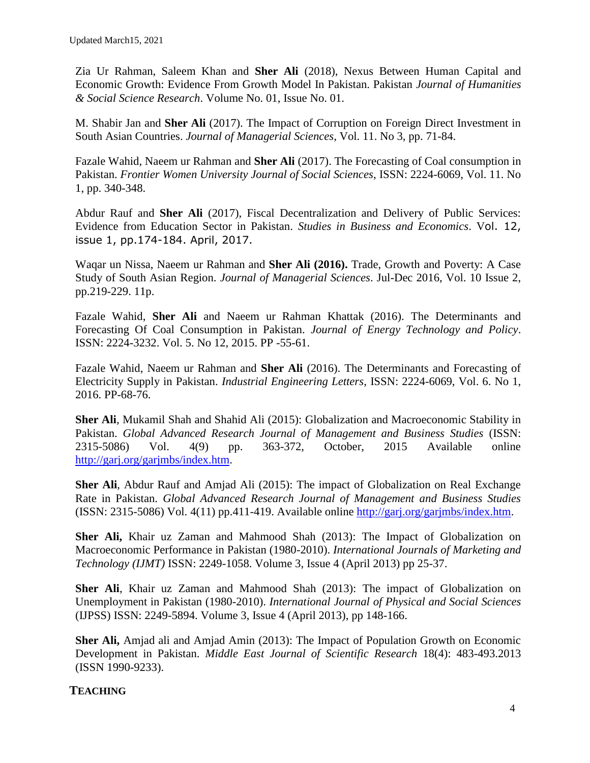Zia Ur Rahman, Saleem Khan and **Sher Ali** (2018), Nexus Between Human Capital and Economic Growth: Evidence From Growth Model In Pakistan. Pakistan *Journal of Humanities & Social Science Research*. Volume No. 01, Issue No. 01.

M. Shabir Jan and **Sher Ali** (2017). The Impact of Corruption on Foreign Direct Investment in South Asian Countries. *Journal of Managerial Sciences*, Vol. 11. No 3, pp. 71-84.

Fazale Wahid, Naeem ur Rahman and **Sher Ali** (2017). The Forecasting of Coal consumption in Pakistan. *Frontier Women University Journal of Social Sciences*, ISSN: 2224-6069, Vol. 11. No 1, pp. 340-348.

Abdur Rauf and **Sher Ali** (2017), Fiscal Decentralization and Delivery of Public Services: Evidence from Education Sector in Pakistan. *Studies in Business and Economics*. Vol. 12, issue 1, pp.174-184. April, 2017.

Waqar un Nissa, Naeem ur Rahman and **Sher Ali (2016).** Trade, Growth and Poverty: A Case Study of South Asian Region. *Journal of Managerial Sciences*. Jul-Dec 2016, Vol. 10 Issue 2, pp.219-229. 11p.

Fazale Wahid, **Sher Ali** and Naeem ur Rahman Khattak (2016). The Determinants and Forecasting Of Coal Consumption in Pakistan. *Journal of Energy Technology and Policy*. ISSN: 2224-3232. Vol. 5. No 12, 2015. PP -55-61.

Fazale Wahid, Naeem ur Rahman and **Sher Ali** (2016). The Determinants and Forecasting of Electricity Supply in Pakistan. *Industrial Engineering Letters*, ISSN: 2224-6069, Vol. 6. No 1, 2016. PP-68-76.

**Sher Ali**, Mukamil Shah and Shahid Ali (2015): Globalization and Macroeconomic Stability in Pakistan. *Global Advanced Research Journal of Management and Business Studies* (ISSN: 2315-5086) Vol. 4(9) pp. 363-372, October, 2015 Available online http://garj.org/garjmbs/index.htm.

**Sher Ali**, Abdur Rauf and Amjad Ali (2015): The impact of Globalization on Real Exchange Rate in Pakistan. *Global Advanced Research Journal of Management and Business Studies* (ISSN: 2315-5086) Vol. 4(11) pp.411-419. Available online http://garj.org/garjmbs/index.htm.

**Sher Ali,** Khair uz Zaman and Mahmood Shah (2013): The Impact of Globalization on Macroeconomic Performance in Pakistan (1980-2010). *International Journals of Marketing and Technology (IJMT)* ISSN: 2249-1058. Volume 3, Issue 4 (April 2013) pp 25-37.

**Sher Ali**, Khair uz Zaman and Mahmood Shah (2013): The impact of Globalization on Unemployment in Pakistan (1980-2010). *International Journal of Physical and Social Sciences* (IJPSS) ISSN: 2249-5894. Volume 3, Issue 4 (April 2013), pp 148-166.

**Sher Ali,** Amjad ali and Amjad Amin (2013): The Impact of Population Growth on Economic Development in Pakistan. *Middle East Journal of Scientific Research* 18(4): 483-493.2013 (ISSN 1990-9233).

## TEACHING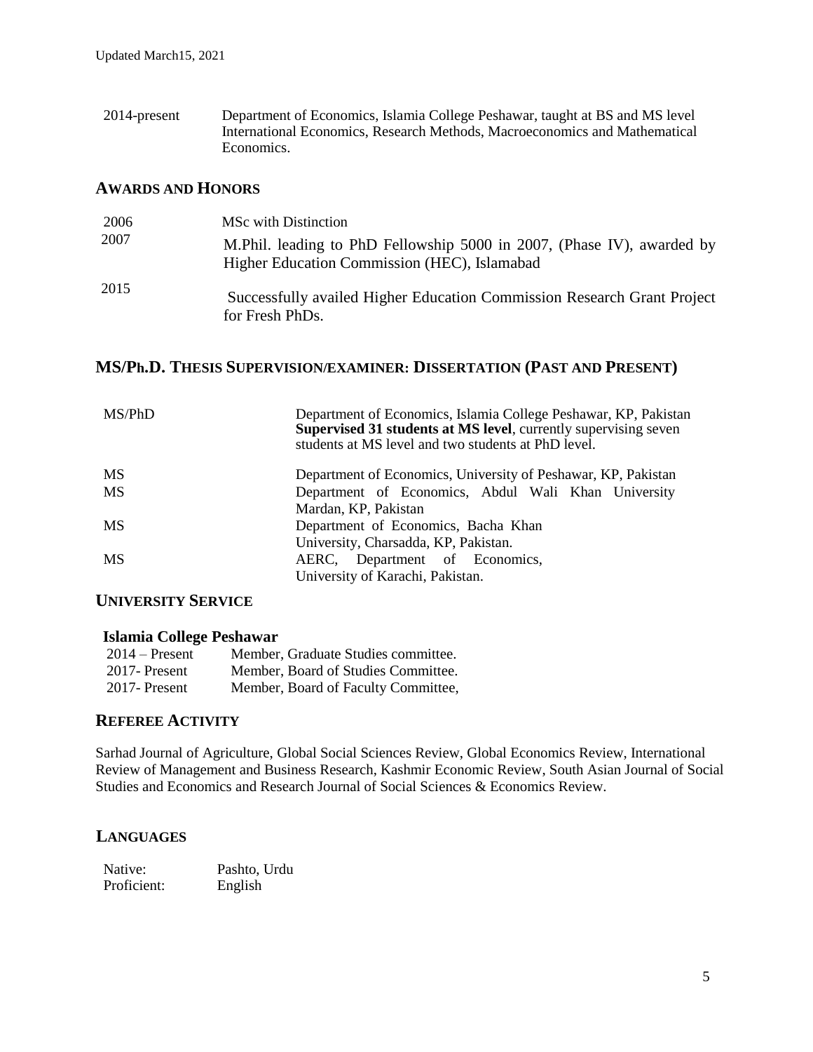Updated March15, 2021

| | |
|---|---|
| 2014-present | Department of Economics, Islamia College Peshawar, taught at BS and MS level International Economics, Research Methods, Macroeconomics and Mathematical Economics. |

## AWARDS AND HONORS

| | |
|---|---|
| 2006 | MSc with Distinction |
| 2007 | M.Phil. leading to PhD Fellowship 5000 in 2007, (Phase IV), awarded by Higher Education Commission (HEC), Islamabad |
| 2015 | Successfully availed Higher Education Commission Research Grant Project for Fresh PhDs. |

## MS/Ph.D. THESIS SUPERVISION/EXAMINER: DISSERTATION (PAST AND PRESENT)

| | |
|---|---|
| MS/PhD | Department of Economics, Islamia College Peshawar, KP, Pakistan **Supervised 31 students at MS level**, currently supervising seven students at MS level and two students at PhD level. |
| MS | Department of Economics, University of Peshawar, KP, Pakistan |
| MS | Department of Economics, Abdul Wali Khan University Mardan, KP, Pakistan |
| MS | Department of Economics, Bacha Khan University, Charsadda, KP, Pakistan. |
| MS | AERC, Department of Economics, University of Karachi, Pakistan. |

## UNIVERSITY SERVICE

### Islamia College Peshawar

| | |
|---|---|
| 2014 – Present | Member, Graduate Studies committee. |
| 2017- Present | Member, Board of Studies Committee. |
| 2017- Present | Member, Board of Faculty Committee, |

## REFEREE ACTIVITY

Sarhad Journal of Agriculture, Global Social Sciences Review, Global Economics Review, International Review of Management and Business Research, Kashmir Economic Review, South Asian Journal of Social Studies and Economics and Research Journal of Social Sciences & Economics Review.

## LANGUAGES

| | |
|---|---|
| Native: | Pashto, Urdu |
| Proficient: | English |